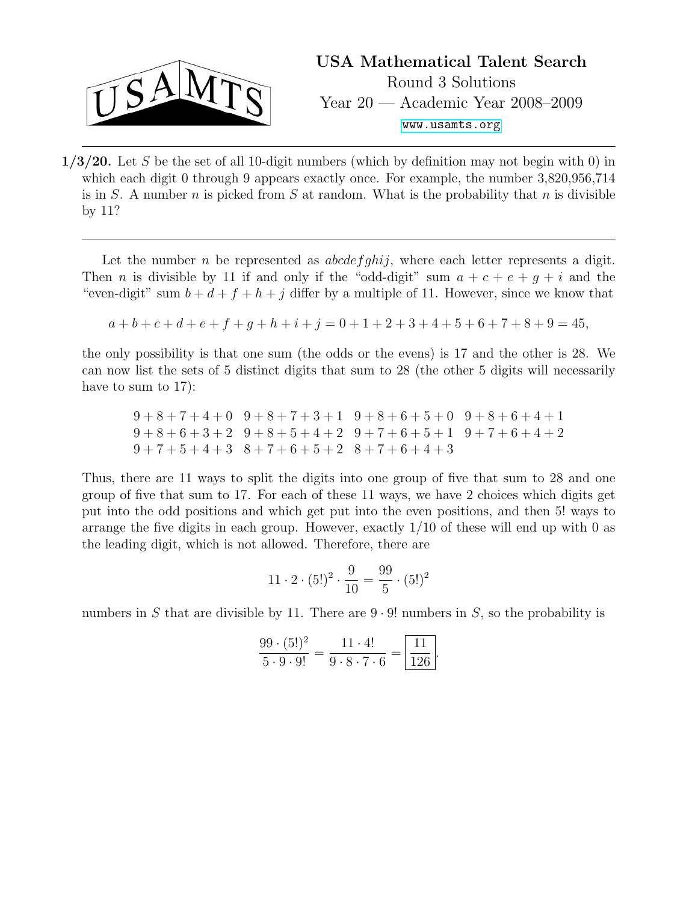# USA Mathematical Talent Search

Round 3 Solutions

Year 20 — Academic Year 2008–2009

www.usamts.org

---

**1/3/20.** Let $S$ be the set of all 10-digit numbers (which by definition may not begin with 0) in which each digit 0 through 9 appears exactly once. For example, the number 3,820,956,714 is in $S$. A number $n$ is picked from $S$ at random. What is the probability that $n$ is divisible by 11?

---

Let the number $n$ be represented as $abcdefghij$, where each letter represents a digit. Then $n$ is divisible by 11 if and only if the "odd-digit" sum $a+c+e+g+i$ and the "even-digit" sum $b+d+f+h+j$ differ by a multiple of 11. However, since we know that

$$a+b+c+d+e+f+g+h+i+j = 0+1+2+3+4+5+6+7+8+9 = 45,$$

the only possibility is that one sum (the odds or the evens) is 17 and the other is 28. We can now list the sets of 5 distinct digits that sum to 28 (the other 5 digits will necessarily have to sum to 17):

$$\begin{array}{llll} 9+8+7+4+0 & 9+8+7+3+1 & 9+8+6+5+0 & 9+8+6+4+1 \\ 9+8+6+3+2 & 9+8+5+4+2 & 9+7+6+5+1 & 9+7+6+4+2 \\ 9+7+5+4+3 & 8+7+6+5+2 & 8+7+6+4+3 & \end{array}$$

Thus, there are 11 ways to split the digits into one group of five that sum to 28 and one group of five that sum to 17. For each of these 11 ways, we have 2 choices which digits get put into the odd positions and which get put into the even positions, and then 5! ways to arrange the five digits in each group. However, exactly 1/10 of these will end up with 0 as the leading digit, which is not allowed. Therefore, there are

$$11 \cdot 2 \cdot (5!)^2 \cdot \frac{9}{10} = \frac{99}{5} \cdot (5!)^2$$

numbers in $S$ that are divisible by 11. There are $9 \cdot 9!$ numbers in $S$, so the probability is

$$\frac{99 \cdot (5!)^2}{5 \cdot 9 \cdot 9!} = \frac{11 \cdot 4!}{9 \cdot 8 \cdot 7 \cdot 6} = \boxed{\frac{11}{126}}.$$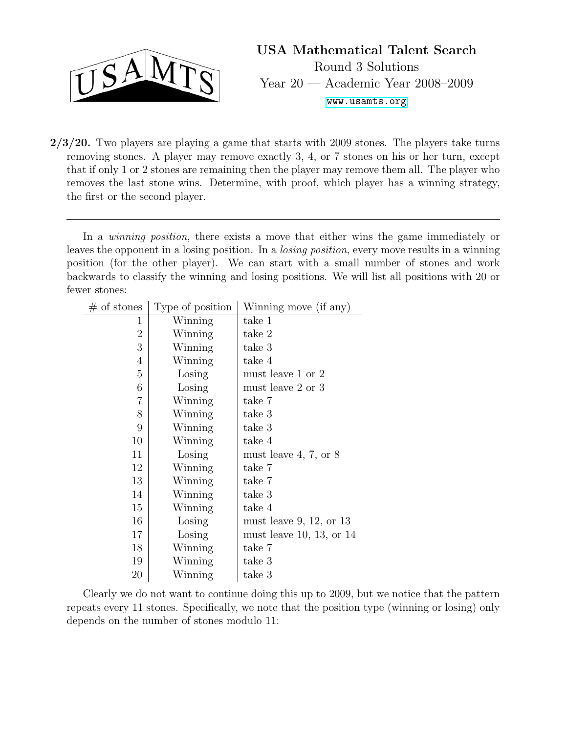**2/3/20.** Two players are playing a game that starts with 2009 stones. The players take turns removing stones. A player may remove exactly 3, 4, or 7 stones on his or her turn, except that if only 1 or 2 stones are remaining then the player may remove them all. The player who removes the last stone wins. Determine, with proof, which player has a winning strategy, the first or the second player.

---

In a *winning position*, there exists a move that either wins the game immediately or leaves the opponent in a losing position. In a *losing position*, every move results in a winning position (for the other player). We can start with a small number of stones and work backwards to classify the winning and losing positions. We will list all positions with 20 or fewer stones:

| # of stones | Type of position | Winning move (if any) |
|---|---|---|
| 1 | Winning | take 1 |
| 2 | Winning | take 2 |
| 3 | Winning | take 3 |
| 4 | Winning | take 4 |
| 5 | Losing | must leave 1 or 2 |
| 6 | Losing | must leave 2 or 3 |
| 7 | Winning | take 7 |
| 8 | Winning | take 3 |
| 9 | Winning | take 3 |
| 10 | Winning | take 4 |
| 11 | Losing | must leave 4, 7, or 8 |
| 12 | Winning | take 7 |
| 13 | Winning | take 7 |
| 14 | Winning | take 3 |
| 15 | Winning | take 4 |
| 16 | Losing | must leave 9, 12, or 13 |
| 17 | Losing | must leave 10, 13, or 14 |
| 18 | Winning | take 7 |
| 19 | Winning | take 3 |
| 20 | Winning | take 3 |

Clearly we do not want to continue doing this up to 2009, but we notice that the pattern repeats every 11 stones. Specifically, we note that the position type (winning or losing) only depends on the number of stones modulo 11: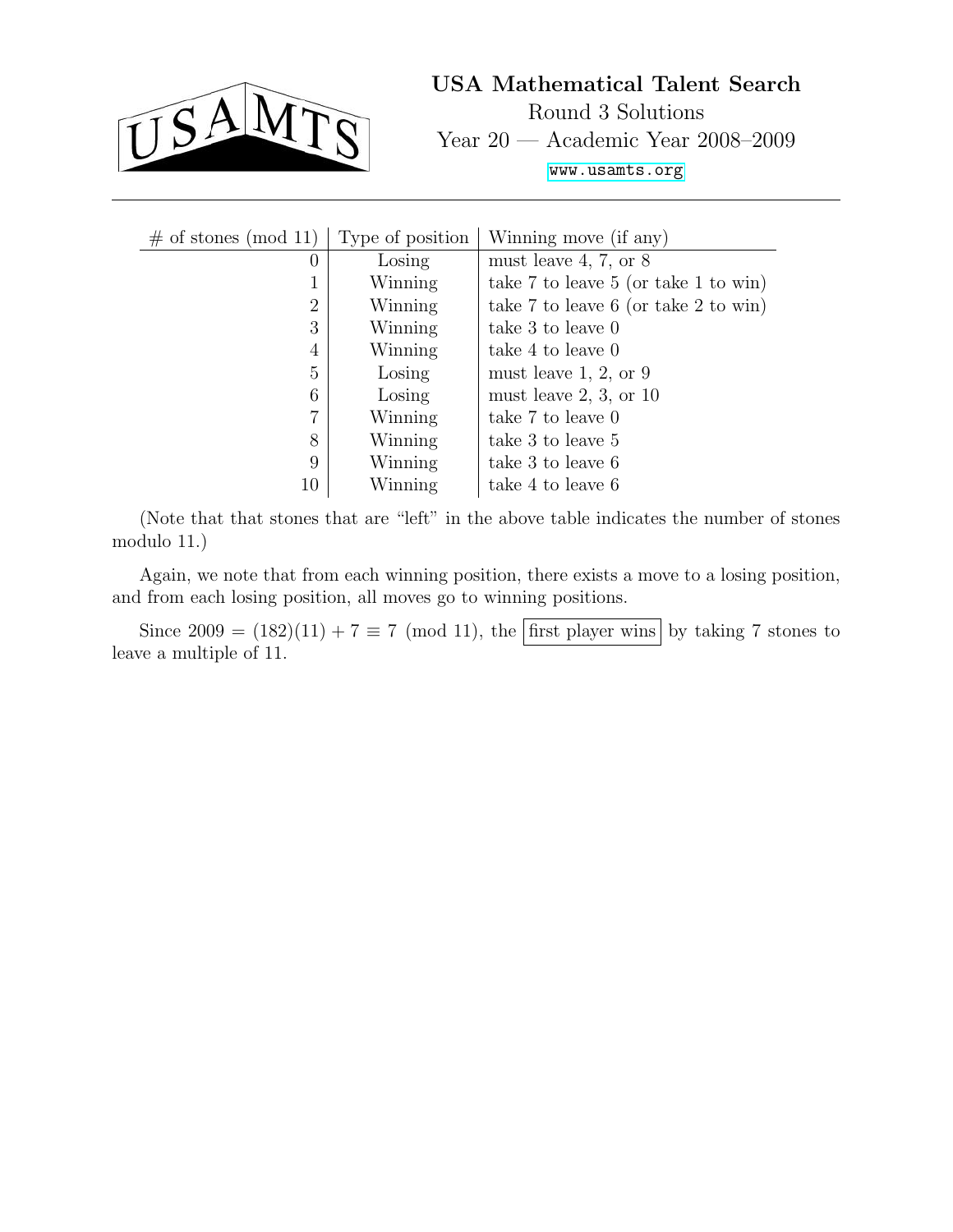| # of stones (mod 11) | Type of position | Winning move (if any) |
|---:|:---:|:---|
| 0 | Losing | must leave 4, 7, or 8 |
| 1 | Winning | take 7 to leave 5 (or take 1 to win) |
| 2 | Winning | take 7 to leave 6 (or take 2 to win) |
| 3 | Winning | take 3 to leave 0 |
| 4 | Winning | take 4 to leave 0 |
| 5 | Losing | must leave 1, 2, or 9 |
| 6 | Losing | must leave 2, 3, or 10 |
| 7 | Winning | take 7 to leave 0 |
| 8 | Winning | take 3 to leave 5 |
| 9 | Winning | take 3 to leave 6 |
| 10 | Winning | take 4 to leave 6 |

(Note that that stones that are "left" in the above table indicates the number of stones modulo 11.)

Again, we note that from each winning position, there exists a move to a losing position, and from each losing position, all moves go to winning positions.

Since $2009 = (182)(11) + 7 \equiv 7 \pmod{11}$, the **first player wins** by taking 7 stones to leave a multiple of 11.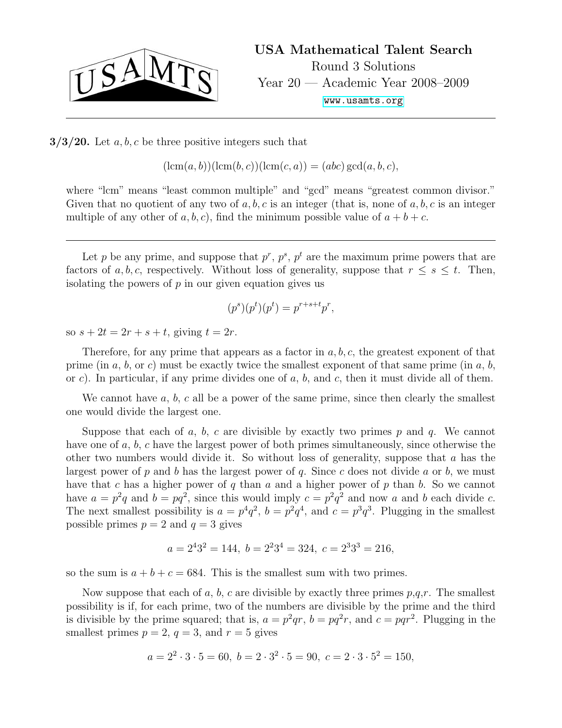**3/3/20.** Let $a, b, c$ be three positive integers such that

$$(\text{lcm}(a,b))(\text{lcm}(b,c))(\text{lcm}(c,a)) = (abc)\gcd(a,b,c),$$

where "lcm" means "least common multiple" and "gcd" means "greatest common divisor." Given that no quotient of any two of $a, b, c$ is an integer (that is, none of $a, b, c$ is an integer multiple of any other of $a, b, c$), find the minimum possible value of $a + b + c$.

---

Let $p$ be any prime, and suppose that $p^r$, $p^s$, $p^t$ are the maximum prime powers that are factors of $a, b, c$, respectively. Without loss of generality, suppose that $r \leq s \leq t$. Then, isolating the powers of $p$ in our given equation gives us

$$(p^s)(p^t)(p^t) = p^{r+s+t}p^r,$$

so $s + 2t = 2r + s + t$, giving $t = 2r$.

Therefore, for any prime that appears as a factor in $a, b, c$, the greatest exponent of that prime (in $a$, $b$, or $c$) must be exactly twice the smallest exponent of that same prime (in $a$, $b$, or $c$). In particular, if any prime divides one of $a$, $b$, and $c$, then it must divide all of them.

We cannot have $a$, $b$, $c$ all be a power of the same prime, since then clearly the smallest one would divide the largest one.

Suppose that each of $a$, $b$, $c$ are divisible by exactly two primes $p$ and $q$. We cannot have one of $a$, $b$, $c$ have the largest power of both primes simultaneously, since otherwise the other two numbers would divide it. So without loss of generality, suppose that $a$ has the largest power of $p$ and $b$ has the largest power of $q$. Since $c$ does not divide $a$ or $b$, we must have that $c$ has a higher power of $q$ than $a$ and a higher power of $p$ than $b$. So we cannot have $a = p^2q$ and $b = pq^2$, since this would imply $c = p^2q^2$ and now $a$ and $b$ each divide $c$. The next smallest possibility is $a = p^4q^2$, $b = p^2q^4$, and $c = p^3q^3$. Plugging in the smallest possible primes $p = 2$ and $q = 3$ gives

$$a = 2^4 3^2 = 144,\ b = 2^2 3^4 = 324,\ c = 2^3 3^3 = 216,$$

so the sum is $a + b + c = 684$. This is the smallest sum with two primes.

Now suppose that each of $a$, $b$, $c$ are divisible by exactly three primes $p$,$q$,$r$. The smallest possibility is if, for each prime, two of the numbers are divisible by the prime and the third is divisible by the prime squared; that is, $a = p^2qr$, $b = pq^2r$, and $c = pqr^2$. Plugging in the smallest primes $p = 2$, $q = 3$, and $r = 5$ gives

$$a = 2^2 \cdot 3 \cdot 5 = 60,\ b = 2 \cdot 3^2 \cdot 5 = 90,\ c = 2 \cdot 3 \cdot 5^2 = 150,$$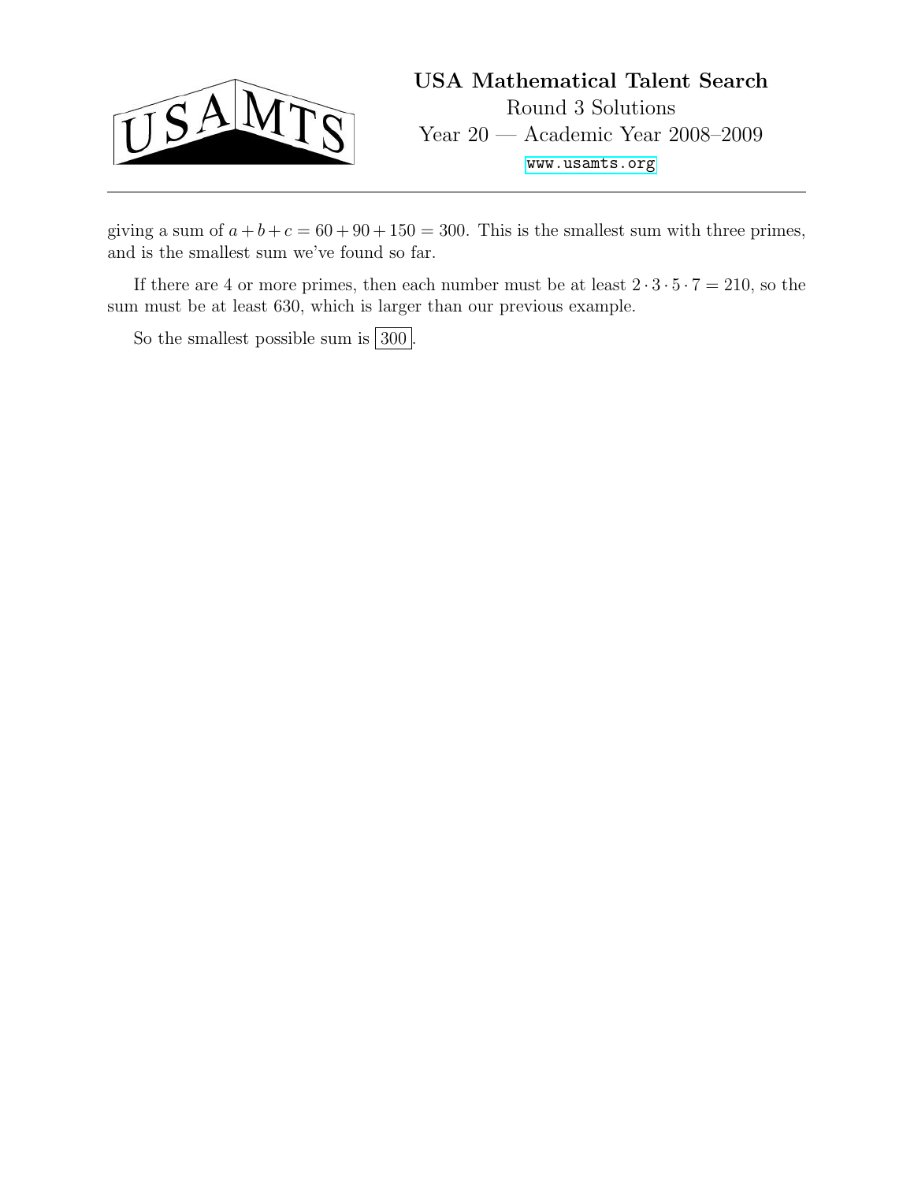giving a sum of $a+b+c = 60+90+150 = 300$. This is the smallest sum with three primes, and is the smallest sum we've found so far.

If there are 4 or more primes, then each number must be at least $2 \cdot 3 \cdot 5 \cdot 7 = 210$, so the sum must be at least 630, which is larger than our previous example.

So the smallest possible sum is $\boxed{300}$.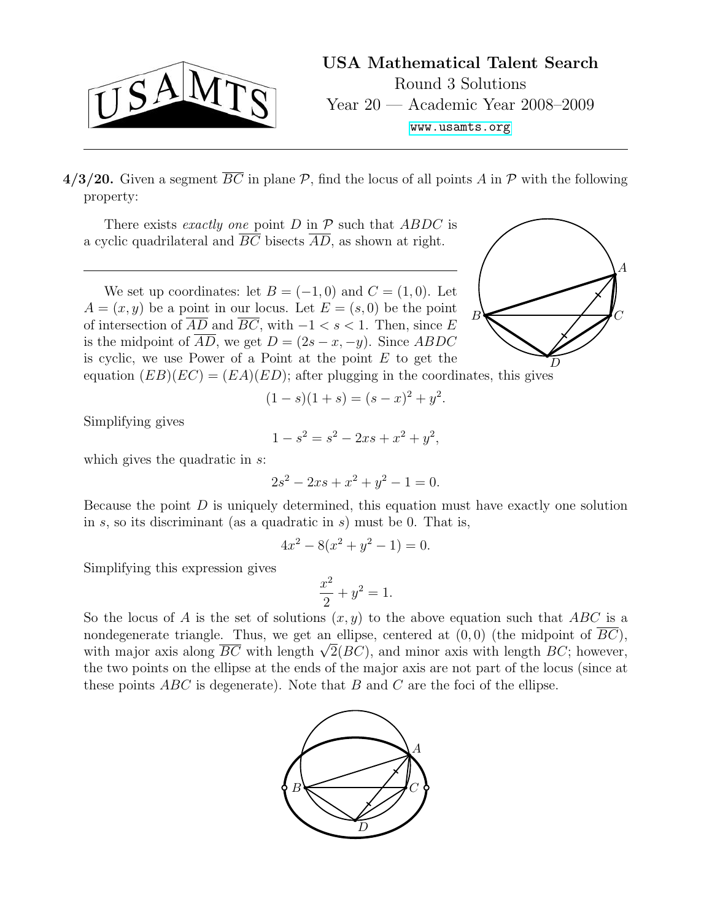**4/3/20.** Given a segment $\overline{BC}$ in plane $\mathcal{P}$, find the locus of all points $A$ in $\mathcal{P}$ with the following property:

There exists *exactly one* point $D$ in $\mathcal{P}$ such that $ABDC$ is a cyclic quadrilateral and $\overline{BC}$ bisects $\overline{AD}$, as shown at right.

---

We set up coordinates: let $B = (-1, 0)$ and $C = (1, 0)$. Let $A = (x, y)$ be a point in our locus. Let $E = (s, 0)$ be the point of intersection of $\overline{AD}$ and $\overline{BC}$, with $-1 < s < 1$. Then, since $E$ is the midpoint of $\overline{AD}$, we get $D = (2s - x, -y)$. Since $ABDC$ is cyclic, we use Power of a Point at the point $E$ to get the equation $(EB)(EC) = (EA)(ED)$; after plugging in the coordinates, this gives

$$(1 - s)(1 + s) = (s - x)^2 + y^2.$$

Simplifying gives

$$1 - s^2 = s^2 - 2xs + x^2 + y^2,$$

which gives the quadratic in $s$:

$$2s^2 - 2xs + x^2 + y^2 - 1 = 0.$$

Because the point $D$ is uniquely determined, this equation must have exactly one solution in $s$, so its discriminant (as a quadratic in $s$) must be 0. That is,

$$4x^2 - 8(x^2 + y^2 - 1) = 0.$$

Simplifying this expression gives

$$\frac{x^2}{2} + y^2 = 1.$$

So the locus of $A$ is the set of solutions $(x, y)$ to the above equation such that $ABC$ is a nondegenerate triangle. Thus, we get an ellipse, centered at $(0, 0)$ (the midpoint of $\overline{BC}$), with major axis along $\overline{BC}$ with length $\sqrt{2}(BC)$, and minor axis with length $BC$; however, the two points on the ellipse at the ends of the major axis are not part of the locus (since at these points $ABC$ is degenerate). Note that $B$ and $C$ are the foci of the ellipse.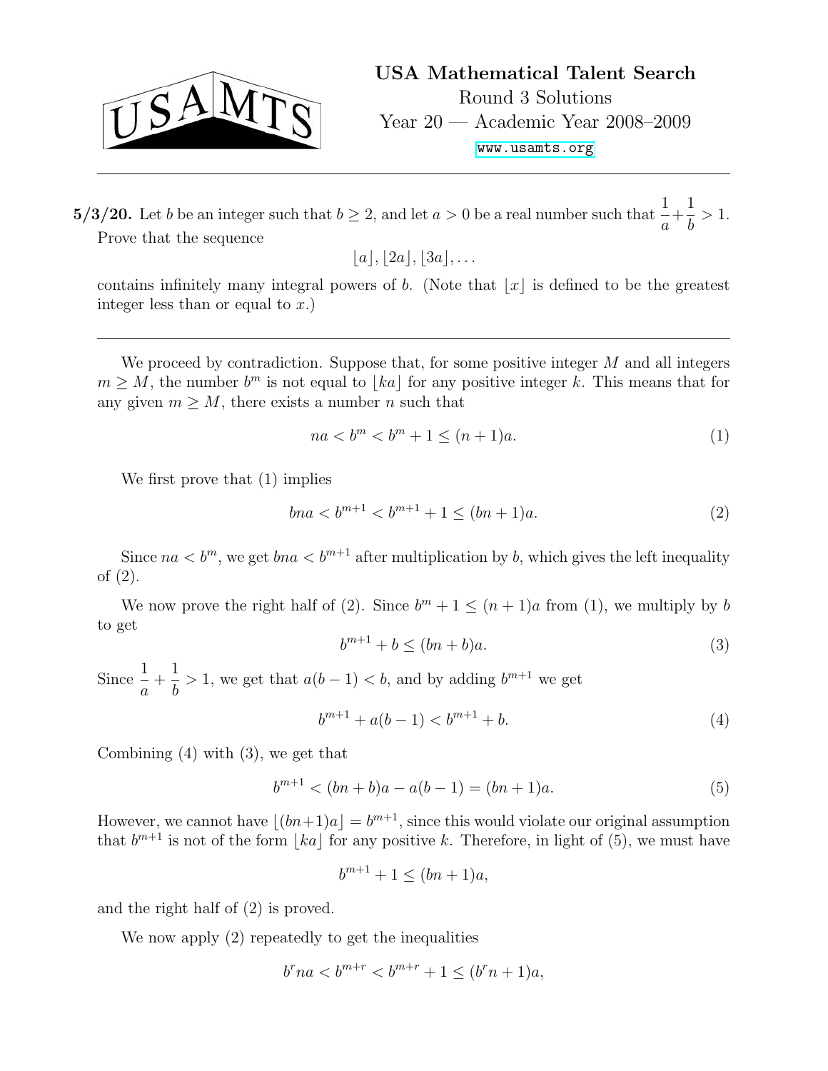**5/3/20.** Let $b$ be an integer such that $b \geq 2$, and let $a > 0$ be a real number such that $\dfrac{1}{a} + \dfrac{1}{b} > 1$. Prove that the sequence

$$\lfloor a \rfloor, \lfloor 2a \rfloor, \lfloor 3a \rfloor, \ldots$$

contains infinitely many integral powers of $b$. (Note that $\lfloor x \rfloor$ is defined to be the greatest integer less than or equal to $x$.)

---

We proceed by contradiction. Suppose that, for some positive integer $M$ and all integers $m \geq M$, the number $b^m$ is not equal to $\lfloor ka \rfloor$ for any positive integer $k$. This means that for any given $m \geq M$, there exists a number $n$ such that

$$na < b^m < b^m + 1 \leq (n+1)a. \tag{1}$$

We first prove that (1) implies

$$bna < b^{m+1} < b^{m+1} + 1 \leq (bn+1)a. \tag{2}$$

Since $na < b^m$, we get $bna < b^{m+1}$ after multiplication by $b$, which gives the left inequality of (2).

We now prove the right half of (2). Since $b^m + 1 \leq (n+1)a$ from (1), we multiply by $b$ to get

$$b^{m+1} + b \leq (bn+b)a. \tag{3}$$

Since $\dfrac{1}{a} + \dfrac{1}{b} > 1$, we get that $a(b-1) < b$, and by adding $b^{m+1}$ we get

$$b^{m+1} + a(b-1) < b^{m+1} + b. \tag{4}$$

Combining (4) with (3), we get that

$$b^{m+1} < (bn+b)a - a(b-1) = (bn+1)a. \tag{5}$$

However, we cannot have $\lfloor (bn+1)a \rfloor = b^{m+1}$, since this would violate our original assumption that $b^{m+1}$ is not of the form $\lfloor ka \rfloor$ for any positive $k$. Therefore, in light of (5), we must have

$$b^{m+1} + 1 \leq (bn+1)a,$$

and the right half of (2) is proved.

We now apply (2) repeatedly to get the inequalities

$$b^r na < b^{m+r} < b^{m+r} + 1 \leq (b^r n + 1)a,$$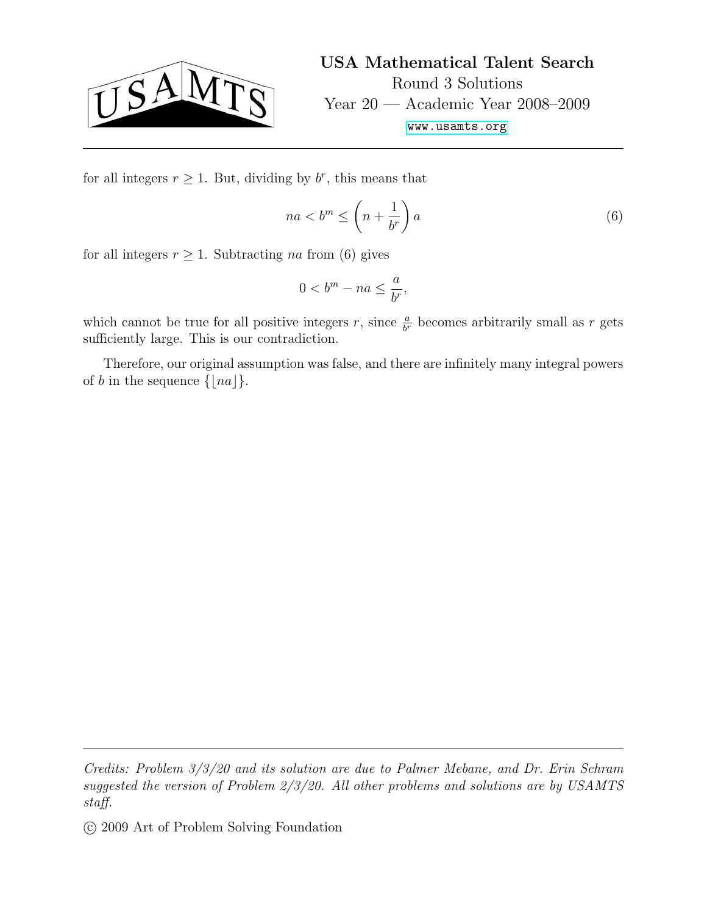for all integers $r \geq 1$. But, dividing by $b^r$, this means that

$$na < b^m \leq \left(n + \frac{1}{b^r}\right) a \tag{6}$$

for all integers $r \geq 1$. Subtracting $na$ from (6) gives

$$0 < b^m - na \leq \frac{a}{b^r},$$

which cannot be true for all positive integers $r$, since $\frac{a}{b^r}$ becomes arbitrarily small as $r$ gets sufficiently large. This is our contradiction.

Therefore, our original assumption was false, and there are infinitely many integral powers of $b$ in the sequence $\{\lfloor na \rfloor\}$.

---

*Credits: Problem 3/3/20 and its solution are due to Palmer Mebane, and Dr. Erin Schram suggested the version of Problem 2/3/20. All other problems and solutions are by USAMTS staff.*

© 2009 Art of Problem Solving Foundation